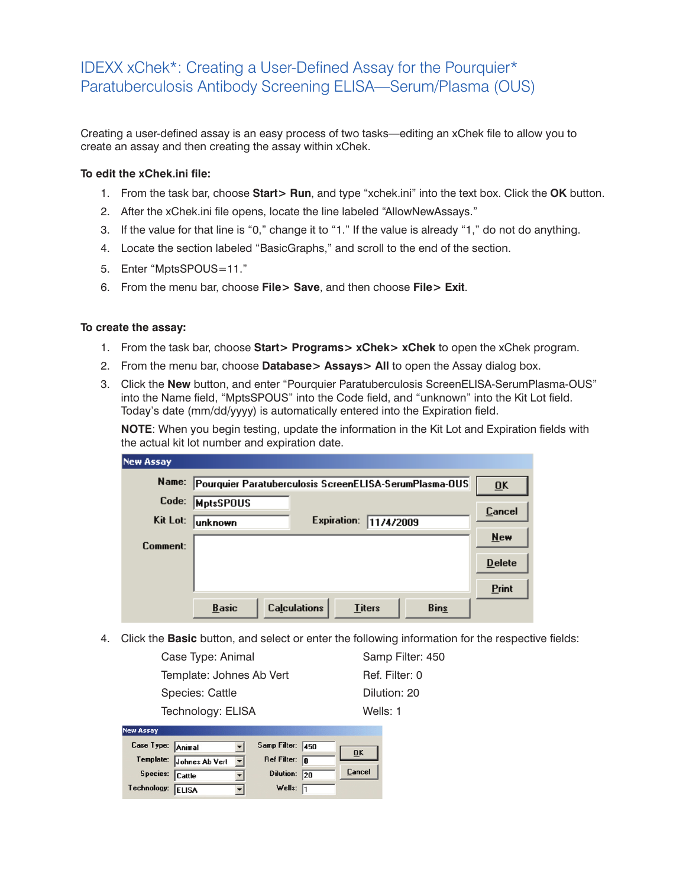# IDEXX xChek*: Creating a User-Defined Assay for the Pourquier* Paratuberculosis Antibody Screening ELISA—Serum/Plasma (OUS)

Creating a user-defined assay is an easy process of two tasks—editing an xChek file to allow you to create an assay and then creating the assay within xChek.

**To edit the xChek.ini file:**

1. From the task bar, choose **Start> Run**, and type "xchek.ini" into the text box. Click the **OK** button.
2. After the xChek.ini file opens, locate the line labeled "AllowNewAssays."
3. If the value for that line is "0," change it to "1." If the value is already "1," do not do anything.
4. Locate the section labeled "BasicGraphs," and scroll to the end of the section.
5. Enter "MptsSPOUS=11."
6. From the menu bar, choose **File> Save**, and then choose **File> Exit**.

**To create the assay:**

1. From the task bar, choose **Start> Programs> xChek> xChek** to open the xChek program.
2. From the menu bar, choose **Database> Assays> All** to open the Assay dialog box.
3. Click the **New** button, and enter "Pourquier Paratuberculosis ScreenELISA-SerumPlasma-OUS" into the Name field, "MptsSPOUS" into the Code field, and "unknown" into the Kit Lot field. Today's date (mm/dd/yyyy) is automatically entered into the Expiration field.

   **NOTE**: When you begin testing, update the information in the Kit Lot and Expiration fields with the actual kit lot number and expiration date.

   New Assay
   Name: Pourquier Paratuberculosis ScreenELISA-SerumPlasma-OUS
   Code: MptsSPOUS
   Kit Lot: unknown    Expiration: 11/4/2009
   Comment:
   OK | Cancel | New | Delete | Print
   Basic | Calculations | Titers | Bins

4. Click the **Basic** button, and select or enter the following information for the respective fields:

   Case Type: Animal
   Template: Johnes Ab Vert
   Species: Cattle
   Technology: ELISA
   Samp Filter: 450
   Ref. Filter: 0
   Dilution: 20
   Wells: 1

   New Assay
   Case Type: Animal    Samp Filter: 450
   Template: Johnes Ab Vert    Ref Filter: 0
   Species: Cattle    Dilution: 20
   Technology: ELISA    Wells: 1
   OK | Cancel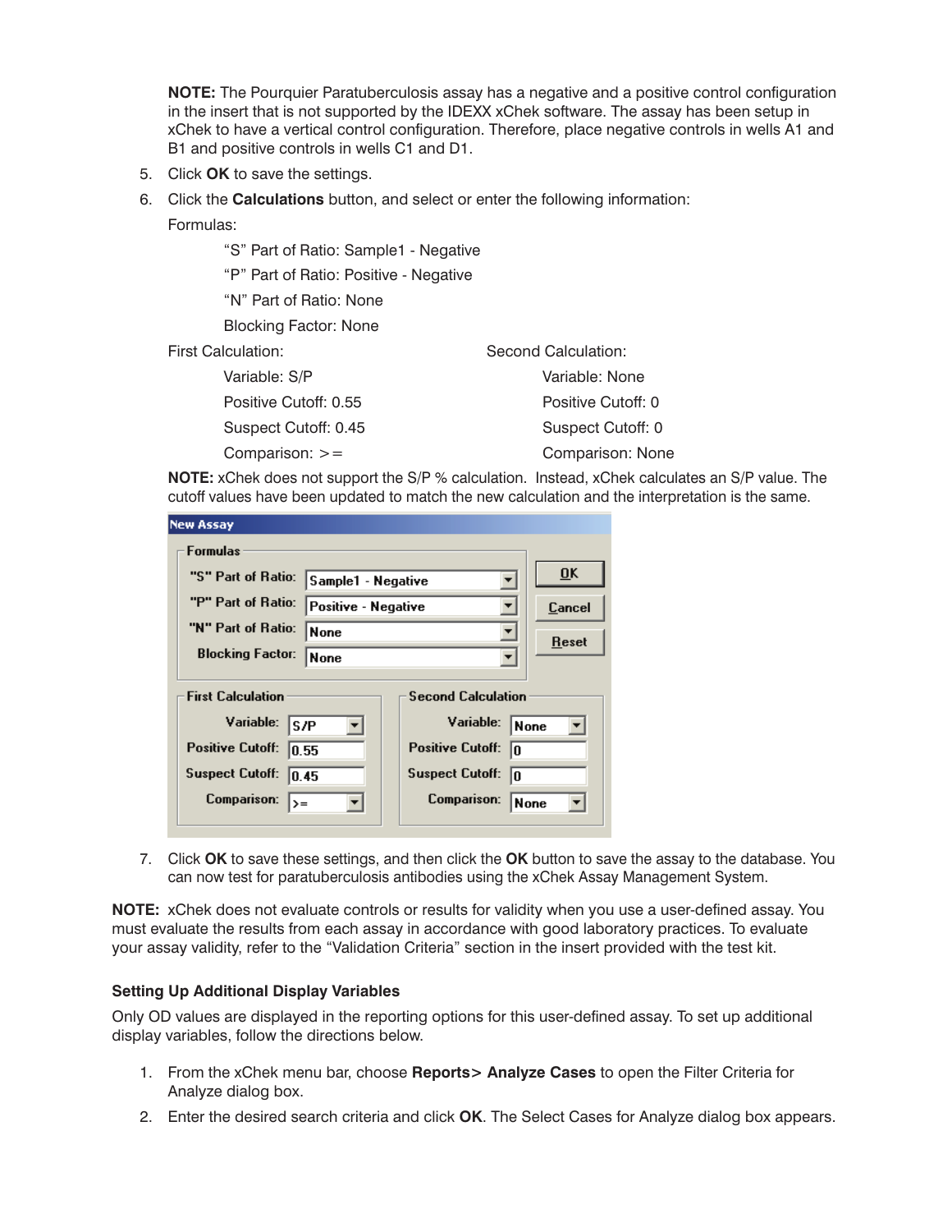**NOTE:** The Pourquier Paratuberculosis assay has a negative and a positive control configuration in the insert that is not supported by the IDEXX xChek software. The assay has been setup in xChek to have a vertical control configuration. Therefore, place negative controls in wells A1 and B1 and positive controls in wells C1 and D1.

5. Click **OK** to save the settings.
6. Click the **Calculations** button, and select or enter the following information:

   Formulas:

   - "S" Part of Ratio: Sample1 - Negative
   - "P" Part of Ratio: Positive - Negative
   - "N" Part of Ratio: None
   - Blocking Factor: None

   First Calculation:

   - Variable: S/P
   - Positive Cutoff: 0.55
   - Suspect Cutoff: 0.45
   - Comparison: >=

   Second Calculation:

   - Variable: None
   - Positive Cutoff: 0
   - Suspect Cutoff: 0
   - Comparison: None

   **NOTE:** xChek does not support the S/P % calculation. Instead, xChek calculates an S/P value. The cutoff values have been updated to match the new calculation and the interpretation is the same.

7. Click **OK** to save these settings, and then click the **OK** button to save the assay to the database. You can now test for paratuberculosis antibodies using the xChek Assay Management System.

**NOTE:** xChek does not evaluate controls or results for validity when you use a user-defined assay. You must evaluate the results from each assay in accordance with good laboratory practices. To evaluate your assay validity, refer to the "Validation Criteria" section in the insert provided with the test kit.

### Setting Up Additional Display Variables

Only OD values are displayed in the reporting options for this user-defined assay. To set up additional display variables, follow the directions below.

1. From the xChek menu bar, choose **Reports> Analyze Cases** to open the Filter Criteria for Analyze dialog box.
2. Enter the desired search criteria and click **OK**. The Select Cases for Analyze dialog box appears.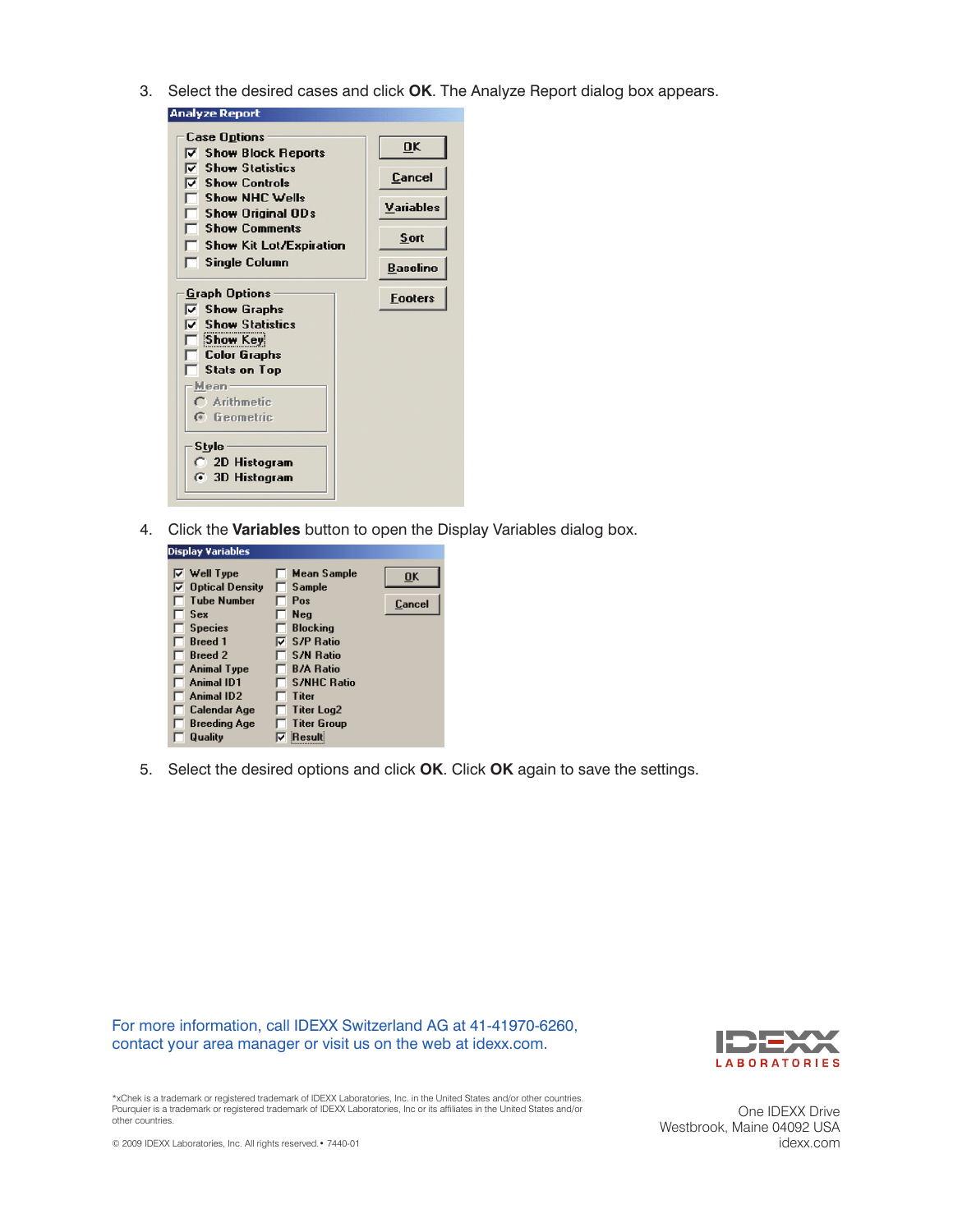3. Select the desired cases and click **OK**. The Analyze Report dialog box appears.

Analyze Report

Case Options
- [x] Show Block Reports
- [x] Show Statistics
- [x] Show Controls
- [ ] Show NHC Wells
- [ ] Show Original ODs
- [ ] Show Comments
- [ ] Show Kit Lot/Expiration
- [ ] Single Column

Graph Options
- [x] Show Graphs
- [x] Show Statistics
- [ ] Show Key
- [ ] Color Graphs
- [ ] Stats on Top

Mean
- ( ) Arithmetic
- (•) Geometric

Style
- ( ) 2D Histogram
- (•) 3D Histogram

OK | Cancel | Variables | Sort | Baseline | Footers

4. Click the **Variables** button to open the Display Variables dialog box.

Display Variables

- [x] Well Type
- [x] Optical Density
- [ ] Tube Number
- [ ] Sex
- [ ] Species
- [ ] Breed 1
- [ ] Breed 2
- [ ] Animal Type
- [ ] Animal ID1
- [ ] Animal ID2
- [ ] Calendar Age
- [ ] Breeding Age
- [ ] Quality
- [ ] Mean Sample
- [ ] Sample
- [ ] Pos
- [ ] Neg
- [ ] Blocking
- [x] S/P Ratio
- [ ] S/N Ratio
- [ ] B/A Ratio
- [ ] S/NHC Ratio
- [ ] Titer
- [ ] Titer Log2
- [ ] Titer Group
- [x] Result

OK | Cancel

5. Select the desired options and click **OK**. Click **OK** again to save the settings.

For more information, call IDEXX Switzerland AG at 41-41970-6260, contact your area manager or visit us on the web at idexx.com.

IDEXX LABORATORIES

*xChek is a trademark or registered trademark of IDEXX Laboratories, Inc. in the United States and/or other countries. Pourquier is a trademark or registered trademark of IDEXX Laboratories, Inc or its affiliates in the United States and/or other countries.

© 2009 IDEXX Laboratories, Inc. All rights reserved. • 7440-01

One IDEXX Drive
Westbrook, Maine 04092 USA
idexx.com